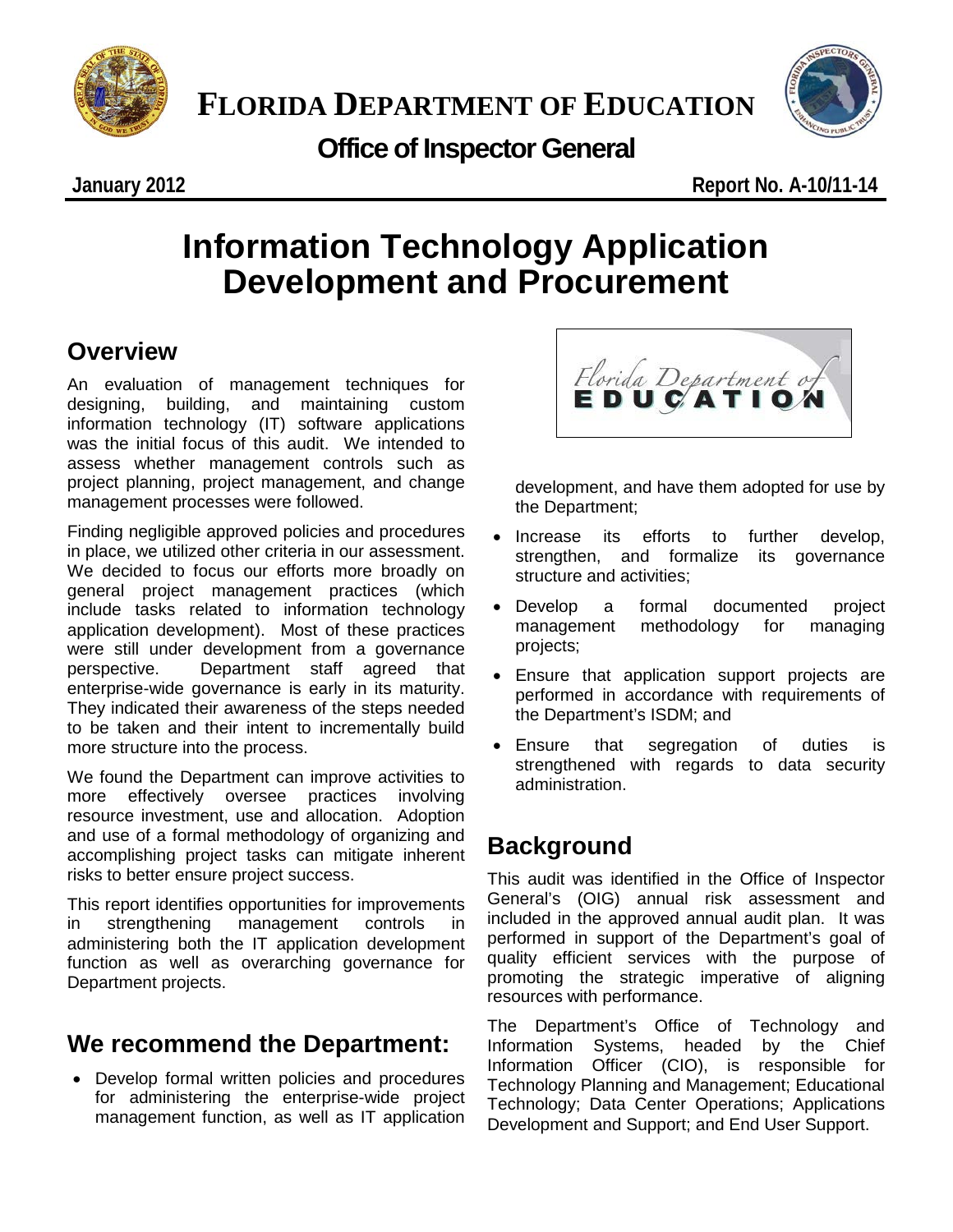# FLORIDA DEPARTMENT OF EDUCATION

**Office of Inspector General**

**January 2012** **Report No. A-10/11-14**

# Information Technology Application Development and Procurement

## Overview

An evaluation of management techniques for designing, building, and maintaining custom information technology (IT) software applications was the initial focus of this audit. We intended to assess whether management controls such as project planning, project management, and change management processes were followed.

Finding negligible approved policies and procedures in place, we utilized other criteria in our assessment. We decided to focus our efforts more broadly on general project management practices (which include tasks related to information technology application development). Most of these practices were still under development from a governance perspective. Department staff agreed that enterprise-wide governance is early in its maturity. They indicated their awareness of the steps needed to be taken and their intent to incrementally build more structure into the process.

We found the Department can improve activities to more effectively oversee practices involving resource investment, use and allocation. Adoption and use of a formal methodology of organizing and accomplishing project tasks can mitigate inherent risks to better ensure project success.

This report identifies opportunities for improvements in strengthening management controls in administering both the IT application development function as well as overarching governance for Department projects.

## We recommend the Department:

- Develop formal written policies and procedures for administering the enterprise-wide project management function, as well as IT application development, and have them adopted for use by the Department;
- Increase its efforts to further develop, strengthen, and formalize its governance structure and activities;
- Develop a formal documented project management methodology for managing projects;
- Ensure that application support projects are performed in accordance with requirements of the Department's ISDM; and
- Ensure that segregation of duties is strengthened with regards to data security administration.

## Background

This audit was identified in the Office of Inspector General's (OIG) annual risk assessment and included in the approved annual audit plan. It was performed in support of the Department's goal of quality efficient services with the purpose of promoting the strategic imperative of aligning resources with performance.

The Department's Office of Technology and Information Systems, headed by the Chief Information Officer (CIO), is responsible for Technology Planning and Management; Educational Technology; Data Center Operations; Applications Development and Support; and End User Support.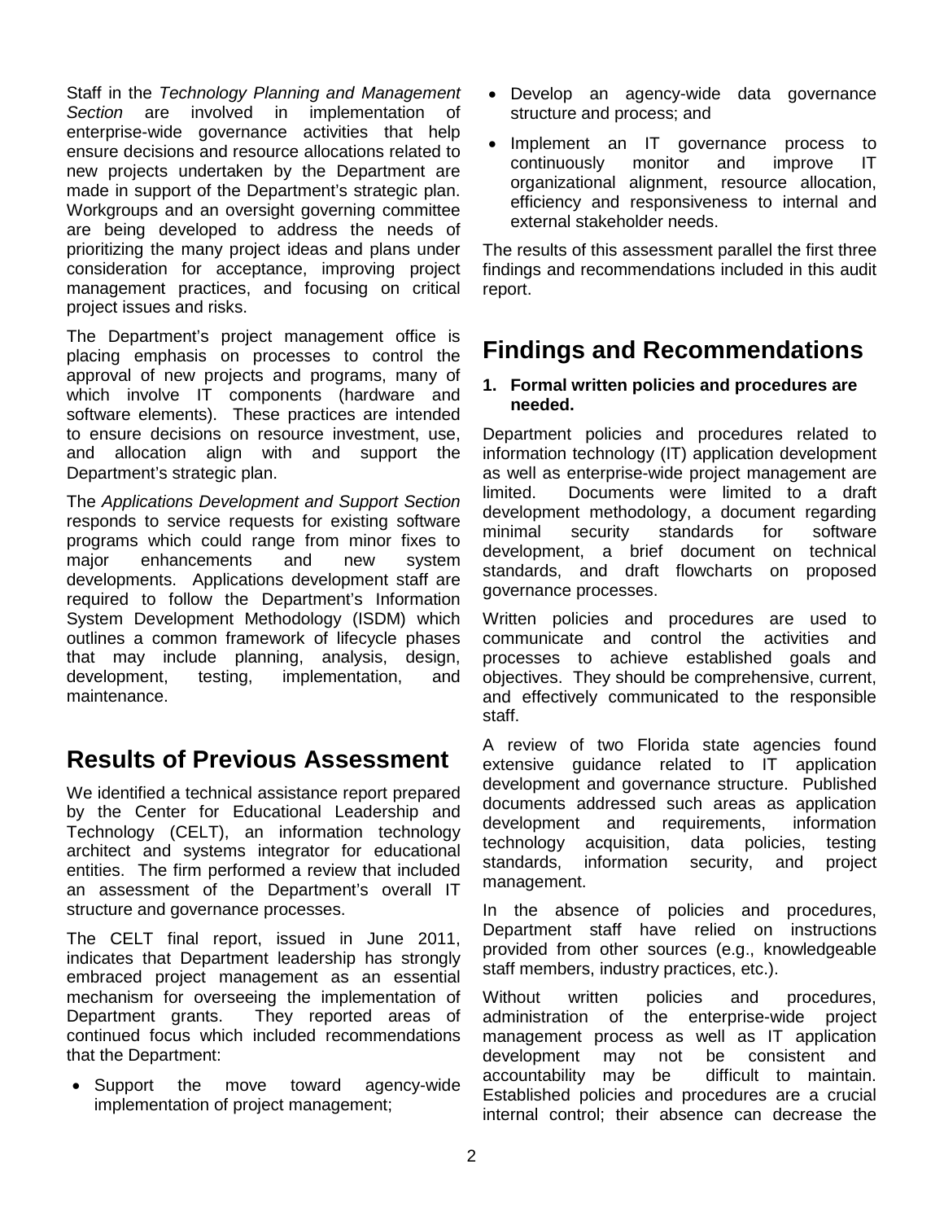Staff in the *Technology Planning and Management Section* are involved in implementation of enterprise-wide governance activities that help ensure decisions and resource allocations related to new projects undertaken by the Department are made in support of the Department's strategic plan. Workgroups and an oversight governing committee are being developed to address the needs of prioritizing the many project ideas and plans under consideration for acceptance, improving project management practices, and focusing on critical project issues and risks.

The Department's project management office is placing emphasis on processes to control the approval of new projects and programs, many of which involve IT components (hardware and software elements). These practices are intended to ensure decisions on resource investment, use, and allocation align with and support the Department's strategic plan.

The *Applications Development and Support Section* responds to service requests for existing software programs which could range from minor fixes to major enhancements and new system developments. Applications development staff are required to follow the Department's Information System Development Methodology (ISDM) which outlines a common framework of lifecycle phases that may include planning, analysis, design, development, testing, implementation, and maintenance.

## Results of Previous Assessment

We identified a technical assistance report prepared by the Center for Educational Leadership and Technology (CELT), an information technology architect and systems integrator for educational entities. The firm performed a review that included an assessment of the Department's overall IT structure and governance processes.

The CELT final report, issued in June 2011, indicates that Department leadership has strongly embraced project management as an essential mechanism for overseeing the implementation of Department grants. They reported areas of continued focus which included recommendations that the Department:

- Support the move toward agency-wide implementation of project management;
- Develop an agency-wide data governance structure and process; and
- Implement an IT governance process to continuously monitor and improve IT organizational alignment, resource allocation, efficiency and responsiveness to internal and external stakeholder needs.

The results of this assessment parallel the first three findings and recommendations included in this audit report.

## Findings and Recommendations

### 1. Formal written policies and procedures are needed.

Department policies and procedures related to information technology (IT) application development as well as enterprise-wide project management are limited. Documents were limited to a draft development methodology, a document regarding minimal security standards for software development, a brief document on technical standards, and draft flowcharts on proposed governance processes.

Written policies and procedures are used to communicate and control the activities and processes to achieve established goals and objectives. They should be comprehensive, current, and effectively communicated to the responsible staff.

A review of two Florida state agencies found extensive guidance related to IT application development and governance structure. Published documents addressed such areas as application development and requirements, information technology acquisition, data policies, testing standards, information security, and project management.

In the absence of policies and procedures, Department staff have relied on instructions provided from other sources (e.g., knowledgeable staff members, industry practices, etc.).

Without written policies and procedures, administration of the enterprise-wide project management process as well as IT application development may not be consistent and accountability may be difficult to maintain. Established policies and procedures are a crucial internal control; their absence can decrease the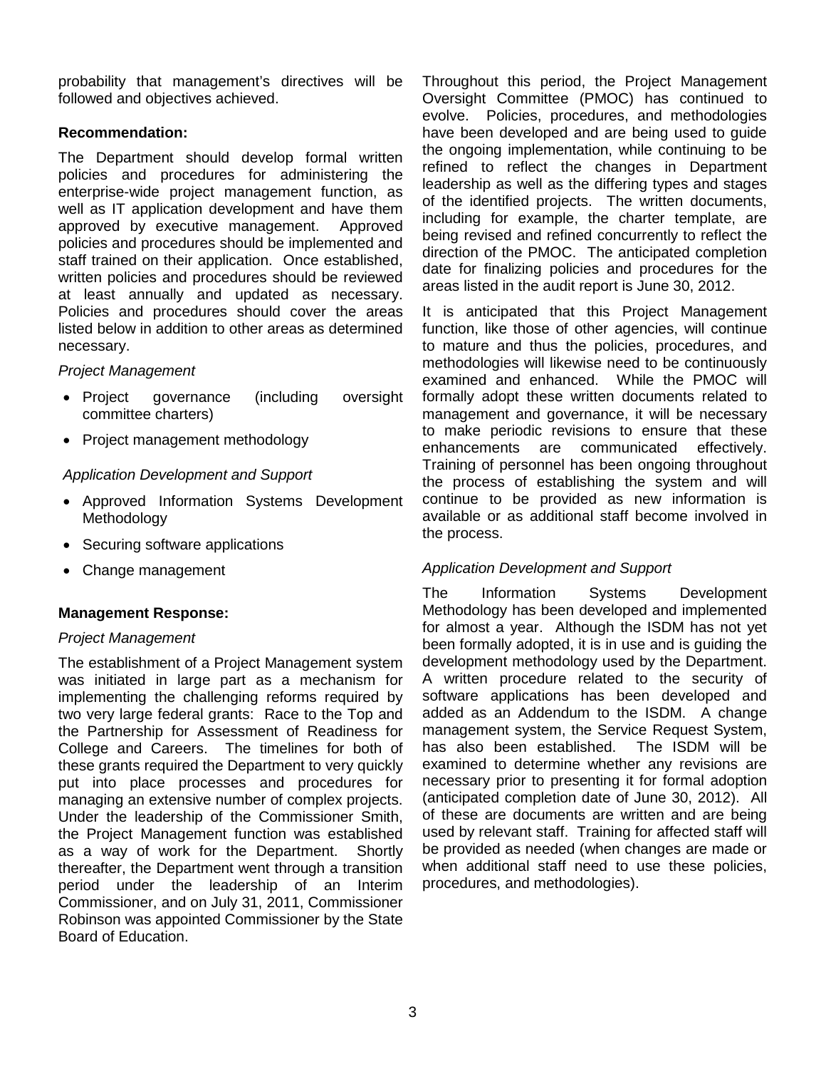probability that management's directives will be followed and objectives achieved.

**Recommendation:**

The Department should develop formal written policies and procedures for administering the enterprise-wide project management function, as well as IT application development and have them approved by executive management. Approved policies and procedures should be implemented and staff trained on their application. Once established, written policies and procedures should be reviewed at least annually and updated as necessary. Policies and procedures should cover the areas listed below in addition to other areas as determined necessary.

*Project Management*

- Project governance (including oversight committee charters)
- Project management methodology

*Application Development and Support*

- Approved Information Systems Development Methodology
- Securing software applications
- Change management

**Management Response:**

*Project Management*

The establishment of a Project Management system was initiated in large part as a mechanism for implementing the challenging reforms required by two very large federal grants: Race to the Top and the Partnership for Assessment of Readiness for College and Careers. The timelines for both of these grants required the Department to very quickly put into place processes and procedures for managing an extensive number of complex projects. Under the leadership of the Commissioner Smith, the Project Management function was established as a way of work for the Department. Shortly thereafter, the Department went through a transition period under the leadership of an Interim Commissioner, and on July 31, 2011, Commissioner Robinson was appointed Commissioner by the State Board of Education.

Throughout this period, the Project Management Oversight Committee (PMOC) has continued to evolve. Policies, procedures, and methodologies have been developed and are being used to guide the ongoing implementation, while continuing to be refined to reflect the changes in Department leadership as well as the differing types and stages of the identified projects. The written documents, including for example, the charter template, are being revised and refined concurrently to reflect the direction of the PMOC. The anticipated completion date for finalizing policies and procedures for the areas listed in the audit report is June 30, 2012.

It is anticipated that this Project Management function, like those of other agencies, will continue to mature and thus the policies, procedures, and methodologies will likewise need to be continuously examined and enhanced. While the PMOC will formally adopt these written documents related to management and governance, it will be necessary to make periodic revisions to ensure that these enhancements are communicated effectively. Training of personnel has been ongoing throughout the process of establishing the system and will continue to be provided as new information is available or as additional staff become involved in the process.

*Application Development and Support*

The Information Systems Development Methodology has been developed and implemented for almost a year. Although the ISDM has not yet been formally adopted, it is in use and is guiding the development methodology used by the Department. A written procedure related to the security of software applications has been developed and added as an Addendum to the ISDM. A change management system, the Service Request System, has also been established. The ISDM will be examined to determine whether any revisions are necessary prior to presenting it for formal adoption (anticipated completion date of June 30, 2012). All of these are documents are written and are being used by relevant staff. Training for affected staff will be provided as needed (when changes are made or when additional staff need to use these policies, procedures, and methodologies).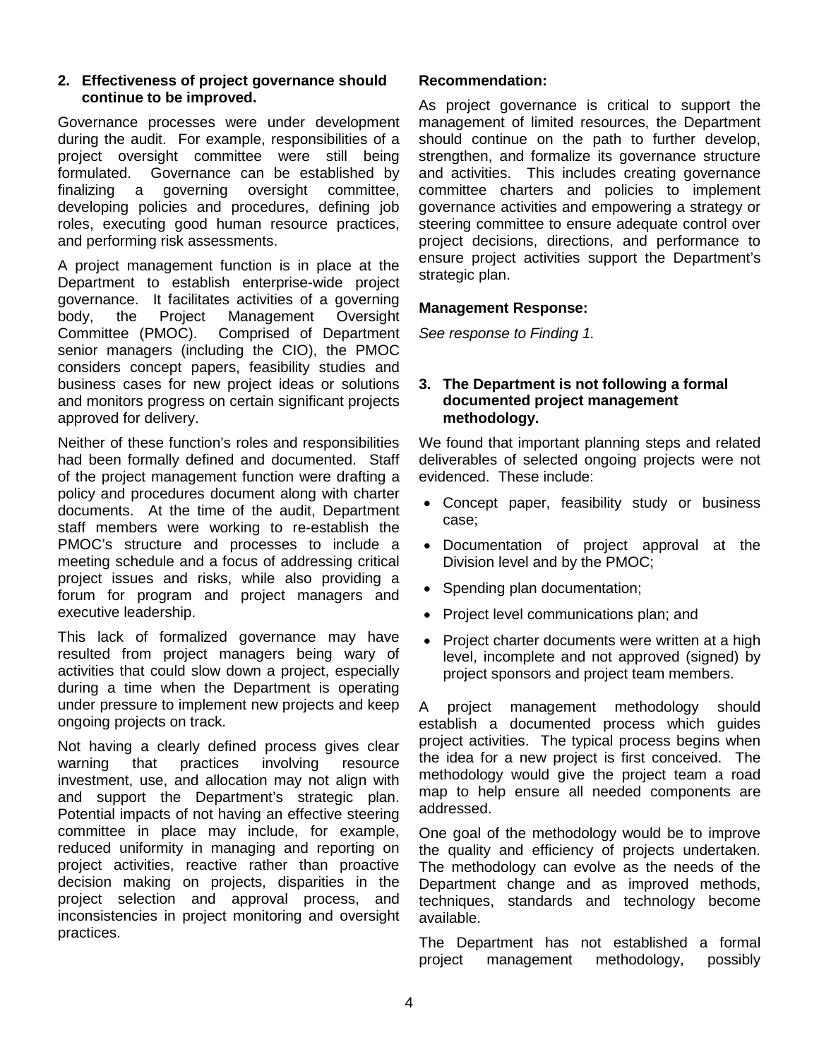### 2. Effectiveness of project governance should continue to be improved.

Governance processes were under development during the audit. For example, responsibilities of a project oversight committee were still being formulated. Governance can be established by finalizing a governing oversight committee, developing policies and procedures, defining job roles, executing good human resource practices, and performing risk assessments.

A project management function is in place at the Department to establish enterprise-wide project governance. It facilitates activities of a governing body, the Project Management Oversight Committee (PMOC). Comprised of Department senior managers (including the CIO), the PMOC considers concept papers, feasibility studies and business cases for new project ideas or solutions and monitors progress on certain significant projects approved for delivery.

Neither of these function's roles and responsibilities had been formally defined and documented. Staff of the project management function were drafting a policy and procedures document along with charter documents. At the time of the audit, Department staff members were working to re-establish the PMOC's structure and processes to include a meeting schedule and a focus of addressing critical project issues and risks, while also providing a forum for program and project managers and executive leadership.

This lack of formalized governance may have resulted from project managers being wary of activities that could slow down a project, especially during a time when the Department is operating under pressure to implement new projects and keep ongoing projects on track.

Not having a clearly defined process gives clear warning that practices involving resource investment, use, and allocation may not align with and support the Department's strategic plan. Potential impacts of not having an effective steering committee in place may include, for example, reduced uniformity in managing and reporting on project activities, reactive rather than proactive decision making on projects, disparities in the project selection and approval process, and inconsistencies in project monitoring and oversight practices.

**Recommendation:**

As project governance is critical to support the management of limited resources, the Department should continue on the path to further develop, strengthen, and formalize its governance structure and activities. This includes creating governance committee charters and policies to implement governance activities and empowering a strategy or steering committee to ensure adequate control over project decisions, directions, and performance to ensure project activities support the Department's strategic plan.

**Management Response:**

*See response to Finding 1.*

### 3. The Department is not following a formal documented project management methodology.

We found that important planning steps and related deliverables of selected ongoing projects were not evidenced. These include:

- Concept paper, feasibility study or business case;
- Documentation of project approval at the Division level and by the PMOC;
- Spending plan documentation;
- Project level communications plan; and
- Project charter documents were written at a high level, incomplete and not approved (signed) by project sponsors and project team members.

A project management methodology should establish a documented process which guides project activities. The typical process begins when the idea for a new project is first conceived. The methodology would give the project team a road map to help ensure all needed components are addressed.

One goal of the methodology would be to improve the quality and efficiency of projects undertaken. The methodology can evolve as the needs of the Department change and as improved methods, techniques, standards and technology become available.

The Department has not established a formal project management methodology, possibly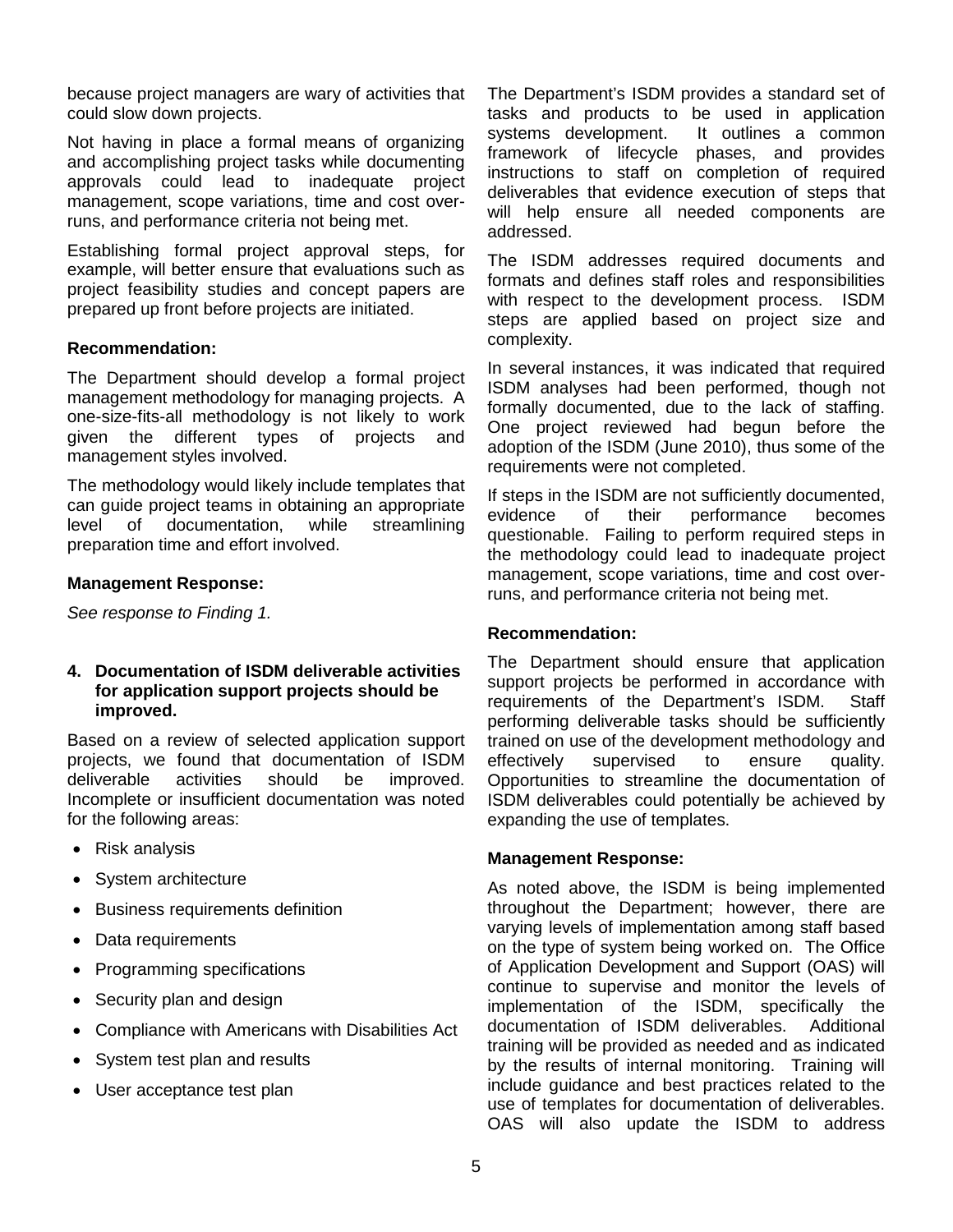because project managers are wary of activities that could slow down projects.

Not having in place a formal means of organizing and accomplishing project tasks while documenting approvals could lead to inadequate project management, scope variations, time and cost over-runs, and performance criteria not being met.

Establishing formal project approval steps, for example, will better ensure that evaluations such as project feasibility studies and concept papers are prepared up front before projects are initiated.

**Recommendation:**

The Department should develop a formal project management methodology for managing projects. A one-size-fits-all methodology is not likely to work given the different types of projects and management styles involved.

The methodology would likely include templates that can guide project teams in obtaining an appropriate level of documentation, while streamlining preparation time and effort involved.

**Management Response:**

*See response to Finding 1.*

**4. Documentation of ISDM deliverable activities for application support projects should be improved.**

Based on a review of selected application support projects, we found that documentation of ISDM deliverable activities should be improved. Incomplete or insufficient documentation was noted for the following areas:

- Risk analysis
- System architecture
- Business requirements definition
- Data requirements
- Programming specifications
- Security plan and design
- Compliance with Americans with Disabilities Act
- System test plan and results
- User acceptance test plan

The Department's ISDM provides a standard set of tasks and products to be used in application systems development. It outlines a common framework of lifecycle phases, and provides instructions to staff on completion of required deliverables that evidence execution of steps that will help ensure all needed components are addressed.

The ISDM addresses required documents and formats and defines staff roles and responsibilities with respect to the development process. ISDM steps are applied based on project size and complexity.

In several instances, it was indicated that required ISDM analyses had been performed, though not formally documented, due to the lack of staffing. One project reviewed had begun before the adoption of the ISDM (June 2010), thus some of the requirements were not completed.

If steps in the ISDM are not sufficiently documented, evidence of their performance becomes questionable. Failing to perform required steps in the methodology could lead to inadequate project management, scope variations, time and cost over-runs, and performance criteria not being met.

**Recommendation:**

The Department should ensure that application support projects be performed in accordance with requirements of the Department's ISDM. Staff performing deliverable tasks should be sufficiently trained on use of the development methodology and effectively supervised to ensure quality. Opportunities to streamline the documentation of ISDM deliverables could potentially be achieved by expanding the use of templates.

**Management Response:**

As noted above, the ISDM is being implemented throughout the Department; however, there are varying levels of implementation among staff based on the type of system being worked on. The Office of Application Development and Support (OAS) will continue to supervise and monitor the levels of implementation of the ISDM, specifically the documentation of ISDM deliverables. Additional training will be provided as needed and as indicated by the results of internal monitoring. Training will include guidance and best practices related to the use of templates for documentation of deliverables. OAS will also update the ISDM to address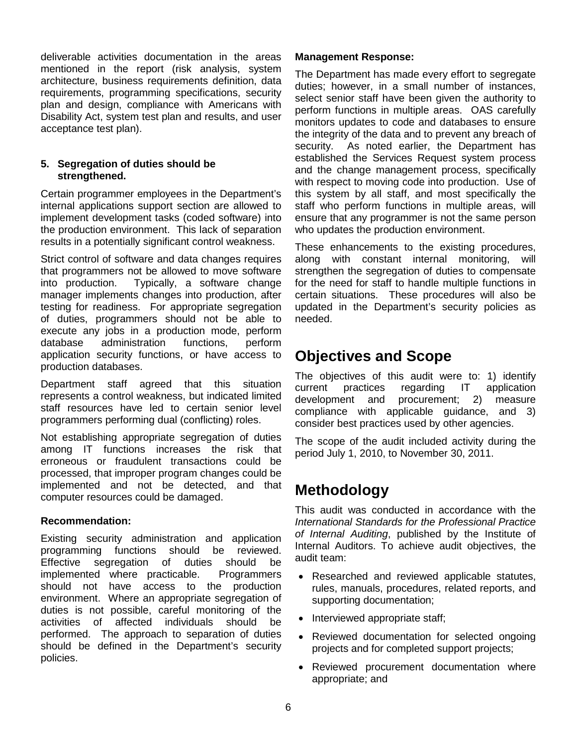deliverable activities documentation in the areas mentioned in the report (risk analysis, system architecture, business requirements definition, data requirements, programming specifications, security plan and design, compliance with Americans with Disability Act, system test plan and results, and user acceptance test plan).

### 5. Segregation of duties should be strengthened.

Certain programmer employees in the Department's internal applications support section are allowed to implement development tasks (coded software) into the production environment. This lack of separation results in a potentially significant control weakness.

Strict control of software and data changes requires that programmers not be allowed to move software into production. Typically, a software change manager implements changes into production, after testing for readiness. For appropriate segregation of duties, programmers should not be able to execute any jobs in a production mode, perform database administration functions, perform application security functions, or have access to production databases.

Department staff agreed that this situation represents a control weakness, but indicated limited staff resources have led to certain senior level programmers performing dual (conflicting) roles.

Not establishing appropriate segregation of duties among IT functions increases the risk that erroneous or fraudulent transactions could be processed, that improper program changes could be implemented and not be detected, and that computer resources could be damaged.

**Recommendation:**

Existing security administration and application programming functions should be reviewed. Effective segregation of duties should be implemented where practicable. Programmers should not have access to the production environment. Where an appropriate segregation of duties is not possible, careful monitoring of the activities of affected individuals should be performed. The approach to separation of duties should be defined in the Department's security policies.

**Management Response:**

The Department has made every effort to segregate duties; however, in a small number of instances, select senior staff have been given the authority to perform functions in multiple areas. OAS carefully monitors updates to code and databases to ensure the integrity of the data and to prevent any breach of security. As noted earlier, the Department has established the Services Request system process and the change management process, specifically with respect to moving code into production. Use of this system by all staff, and most specifically the staff who perform functions in multiple areas, will ensure that any programmer is not the same person who updates the production environment.

These enhancements to the existing procedures, along with constant internal monitoring, will strengthen the segregation of duties to compensate for the need for staff to handle multiple functions in certain situations. These procedures will also be updated in the Department's security policies as needed.

# Objectives and Scope

The objectives of this audit were to: 1) identify current practices regarding IT application development and procurement; 2) measure compliance with applicable guidance, and 3) consider best practices used by other agencies.

The scope of the audit included activity during the period July 1, 2010, to November 30, 2011.

# Methodology

This audit was conducted in accordance with the *International Standards for the Professional Practice of Internal Auditing*, published by the Institute of Internal Auditors. To achieve audit objectives, the audit team:

- Researched and reviewed applicable statutes, rules, manuals, procedures, related reports, and supporting documentation;
- Interviewed appropriate staff;
- Reviewed documentation for selected ongoing projects and for completed support projects;
- Reviewed procurement documentation where appropriate; and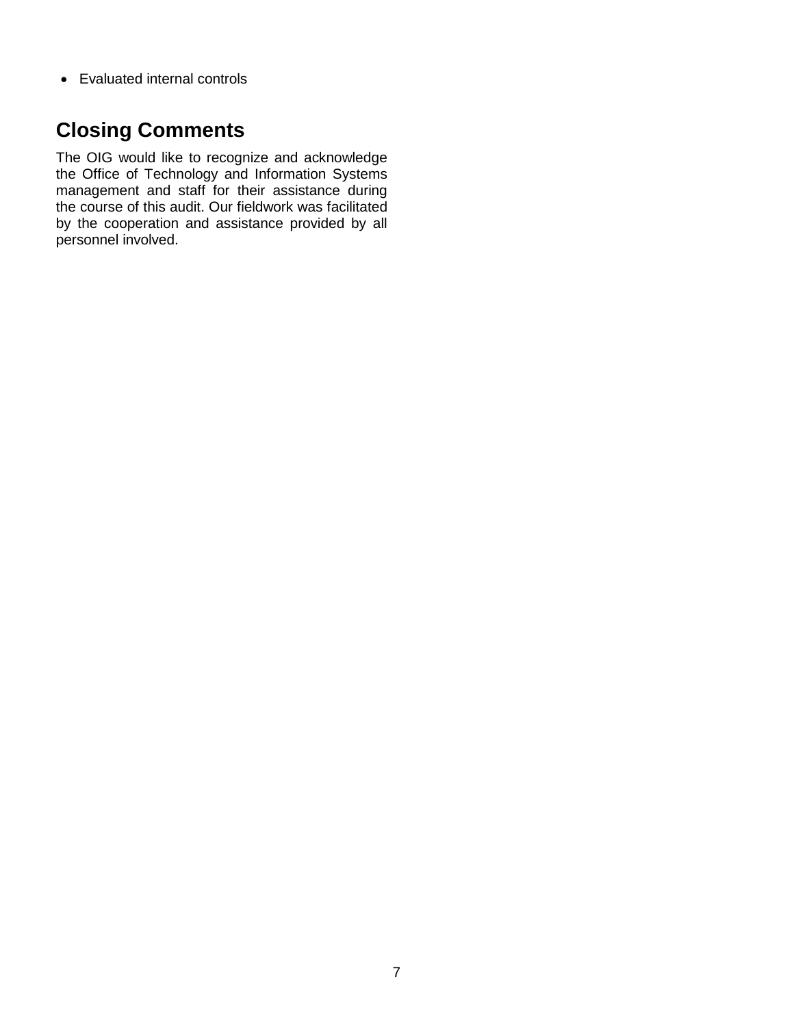- Evaluated internal controls

## Closing Comments

The OIG would like to recognize and acknowledge the Office of Technology and Information Systems management and staff for their assistance during the course of this audit. Our fieldwork was facilitated by the cooperation and assistance provided by all personnel involved.